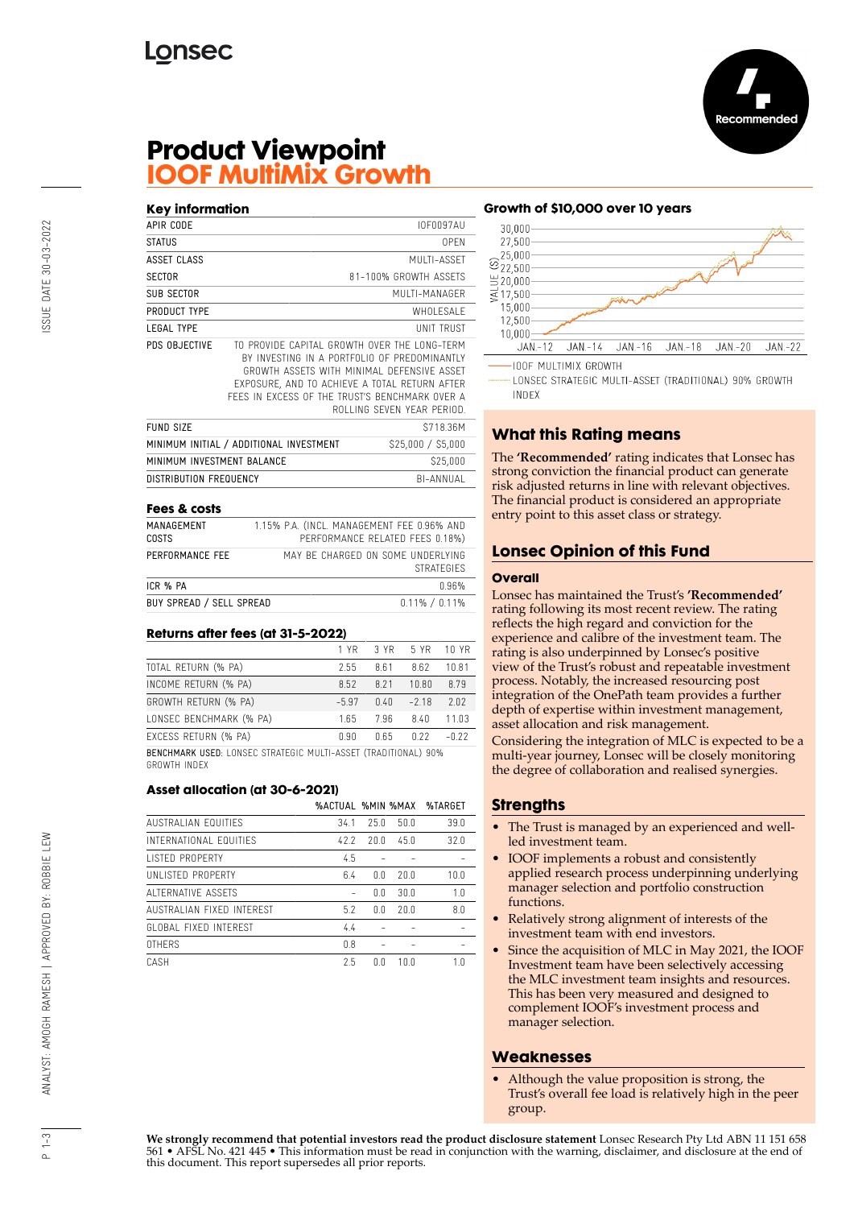# Product Viewpoint
## IOOF MultiMix Growth

Recommended

### Key information

| | |
|---|---|
| APIR CODE | IOF0097AU |
| STATUS | OPEN |
| ASSET CLASS | MULTI-ASSET |
| SECTOR | 81-100% GROWTH ASSETS |
| SUB SECTOR | MULTI-MANAGER |
| PRODUCT TYPE | WHOLESALE |
| LEGAL TYPE | UNIT TRUST |
| PDS OBJECTIVE | TO PROVIDE CAPITAL GROWTH OVER THE LONG-TERM BY INVESTING IN A PORTFOLIO OF PREDOMINANTLY GROWTH ASSETS WITH MINIMAL DEFENSIVE ASSET EXPOSURE, AND TO ACHIEVE A TOTAL RETURN AFTER FEES IN EXCESS OF THE TRUST'S BENCHMARK OVER A ROLLING SEVEN YEAR PERIOD. |
| FUND SIZE | $718.36M |
| MINIMUM INITIAL / ADDITIONAL INVESTMENT | $25,000 / $5,000 |
| MINIMUM INVESTMENT BALANCE | $25,000 |
| DISTRIBUTION FREQUENCY | BI-ANNUAL |

### Fees & costs

| | |
|---|---|
| MANAGEMENT COSTS | 1.15% P.A. (INCL. MANAGEMENT FEE 0.96% AND PERFORMANCE RELATED FEES 0.18%) |
| PERFORMANCE FEE | MAY BE CHARGED ON SOME UNDERLYING STRATEGIES |
| ICR % PA | 0.96% |
| BUY SPREAD / SELL SPREAD | 0.11% / 0.11% |

### Returns after fees (at 31-5-2022)

| | 1 YR | 3 YR | 5 YR | 10 YR |
|---|---|---|---|---|
| TOTAL RETURN (% PA) | 2.55 | 8.61 | 8.62 | 10.81 |
| INCOME RETURN (% PA) | 8.52 | 8.21 | 10.80 | 8.79 |
| GROWTH RETURN (% PA) | -5.97 | 0.40 | -2.18 | 2.02 |
| LONSEC BENCHMARK (% PA) | 1.65 | 7.96 | 8.40 | 11.03 |
| EXCESS RETURN (% PA) | 0.90 | 0.65 | 0.22 | -0.22 |

**BENCHMARK USED:** LONSEC STRATEGIC MULTI-ASSET (TRADITIONAL) 90% GROWTH INDEX

### Asset allocation (at 30-6-2021)

| | %ACTUAL | %MIN | %MAX | %TARGET |
|---|---|---|---|---|
| AUSTRALIAN EQUITIES | 34.1 | 25.0 | 50.0 | 39.0 |
| INTERNATIONAL EQUITIES | 42.2 | 20.0 | 45.0 | 32.0 |
| LISTED PROPERTY | 4.5 | - | - | - |
| UNLISTED PROPERTY | 6.4 | 0.0 | 20.0 | 10.0 |
| ALTERNATIVE ASSETS | - | 0.0 | 30.0 | 1.0 |
| AUSTRALIAN FIXED INTEREST | 5.2 | 0.0 | 20.0 | 8.0 |
| GLOBAL FIXED INTEREST | 4.4 | - | - | - |
| OTHERS | 0.8 | - | - | - |
| CASH | 2.5 | 0.0 | 10.0 | 1.0 |

### Growth of $10,000 over 10 years

- IOOF MULTIMIX GROWTH
- LONSEC STRATEGIC MULTI-ASSET (TRADITIONAL) 90% GROWTH INDEX

## What this Rating means

The **'Recommended'** rating indicates that Lonsec has strong conviction the financial product can generate risk adjusted returns in line with relevant objectives. The financial product is considered an appropriate entry point to this asset class or strategy.

## Lonsec Opinion of this Fund

### Overall

Lonsec has maintained the Trust's **'Recommended'** rating following its most recent review. The rating reflects the high regard and conviction for the experience and calibre of the investment team. The rating is also underpinned by Lonsec's positive view of the Trust's robust and repeatable investment process. Notably, the increased resourcing post integration of the OnePath team provides a further depth of expertise within investment management, asset allocation and risk management.

Considering the integration of MLC is expected to be a multi-year journey, Lonsec will be closely monitoring the degree of collaboration and realised synergies.

## Strengths

- The Trust is managed by an experienced and well-led investment team.
- IOOF implements a robust and consistently applied research process underpinning underlying manager selection and portfolio construction functions.
- Relatively strong alignment of interests of the investment team with end investors.
- Since the acquisition of MLC in May 2021, the IOOF Investment team have been selectively accessing the MLC investment team insights and resources. This has been very measured and designed to complement IOOF's investment process and manager selection.

## Weaknesses

- Although the value proposition is strong, the Trust's overall fee load is relatively high in the peer group.

**We strongly recommend that potential investors read the product disclosure statement** Lonsec Research Pty Ltd ABN 11 151 658 561 • AFSL No. 421 445 • This information must be read in conjunction with the warning, disclaimer, and disclosure at the end of this document. This report supersedes all prior reports.

ISSUE DATE 30-03-2022

ANALYST: AMOGH RAMESH | APPROVED BY: ROBBIE LEW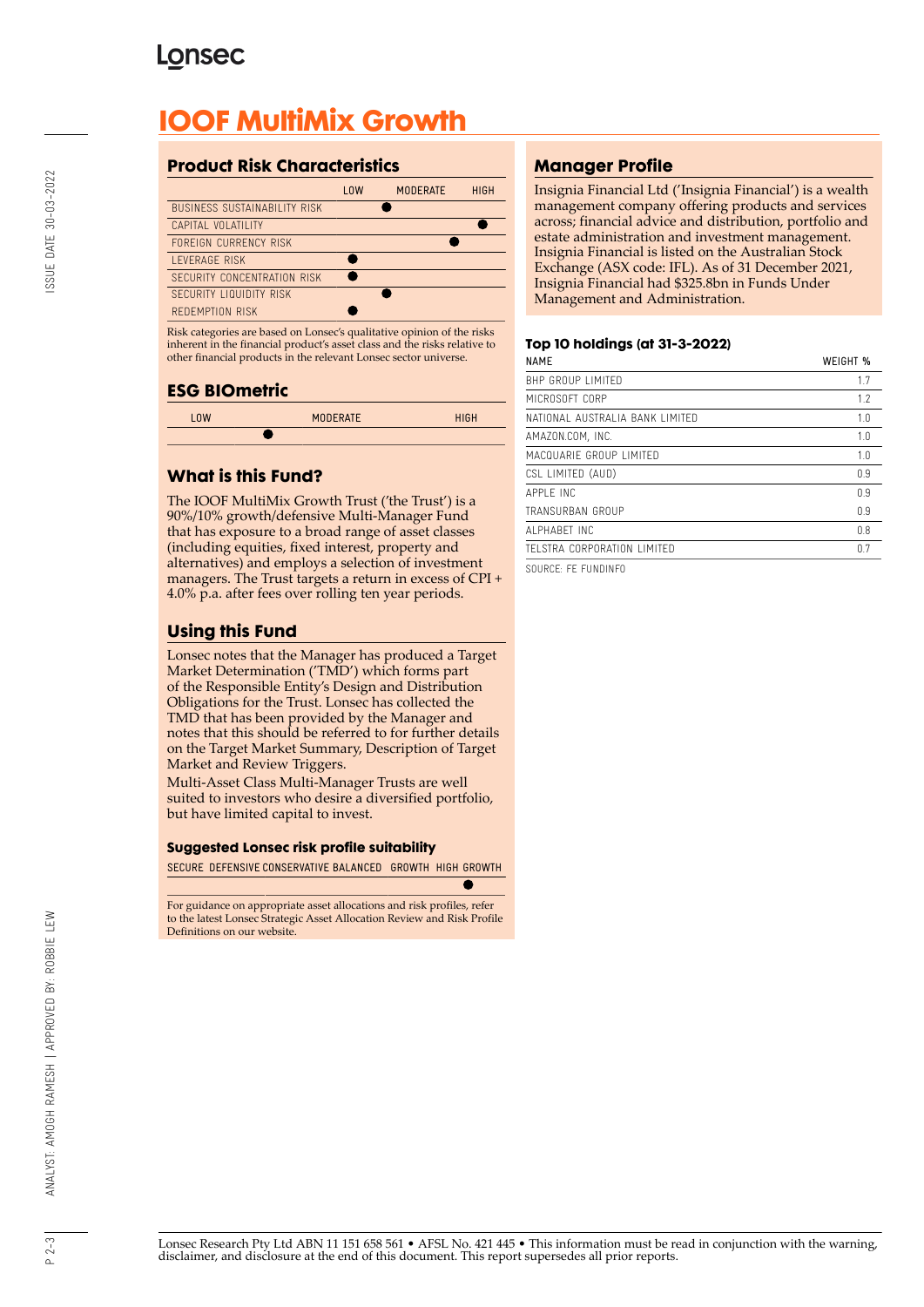# IOOF MultiMix Growth

## Product Risk Characteristics

| | LOW | MODERATE | HIGH |
|---|---|---|---|
| BUSINESS SUSTAINABILITY RISK | | ● | |
| CAPITAL VOLATILITY | | | ● |
| FOREIGN CURRENCY RISK | | ● | |
| LEVERAGE RISK | ● | | |
| SECURITY CONCENTRATION RISK | ● | | |
| SECURITY LIQUIDITY RISK | | ● | |
| REDEMPTION RISK | ● | | |

Risk categories are based on Lonsec's qualitative opinion of the risks inherent in the financial product's asset class and the risks relative to other financial products in the relevant Lonsec sector universe.

## ESG BIOmetric

| LOW | MODERATE | HIGH |
|---|---|---|
| ● | | |

## What is this Fund?

The IOOF MultiMix Growth Trust ('the Trust') is a 90%/10% growth/defensive Multi-Manager Fund that has exposure to a broad range of asset classes (including equities, fixed interest, property and alternatives) and employs a selection of investment managers. The Trust targets a return in excess of CPI + 4.0% p.a. after fees over rolling ten year periods.

## Using this Fund

Lonsec notes that the Manager has produced a Target Market Determination ('TMD') which forms part of the Responsible Entity's Design and Distribution Obligations for the Trust. Lonsec has collected the TMD that has been provided by the Manager and notes that this should be referred to for further details on the Target Market Summary, Description of Target Market and Review Triggers.

Multi-Asset Class Multi-Manager Trusts are well suited to investors who desire a diversified portfolio, but have limited capital to invest.

### Suggested Lonsec risk profile suitability

| SECURE | DEFENSIVE | CONSERVATIVE | BALANCED | GROWTH | HIGH GROWTH |
|---|---|---|---|---|---|
| | | | | | ● |

For guidance on appropriate asset allocations and risk profiles, refer to the latest Lonsec Strategic Asset Allocation Review and Risk Profile Definitions on our website.

## Manager Profile

Insignia Financial Ltd ('Insignia Financial') is a wealth management company offering products and services across; financial advice and distribution, portfolio and estate administration and investment management. Insignia Financial is listed on the Australian Stock Exchange (ASX code: IFL). As of 31 December 2021, Insignia Financial had $325.8bn in Funds Under Management and Administration.

### Top 10 holdings (at 31-3-2022)

| NAME | WEIGHT % |
|---|---|
| BHP GROUP LIMITED | 1.7 |
| MICROSOFT CORP | 1.2 |
| NATIONAL AUSTRALIA BANK LIMITED | 1.0 |
| AMAZON.COM, INC. | 1.0 |
| MACQUARIE GROUP LIMITED | 1.0 |
| CSL LIMITED (AUD) | 0.9 |
| APPLE INC | 0.9 |
| TRANSURBAN GROUP | 0.9 |
| ALPHABET INC | 0.8 |
| TELSTRA CORPORATION LIMITED | 0.7 |

SOURCE: FE FUNDINFO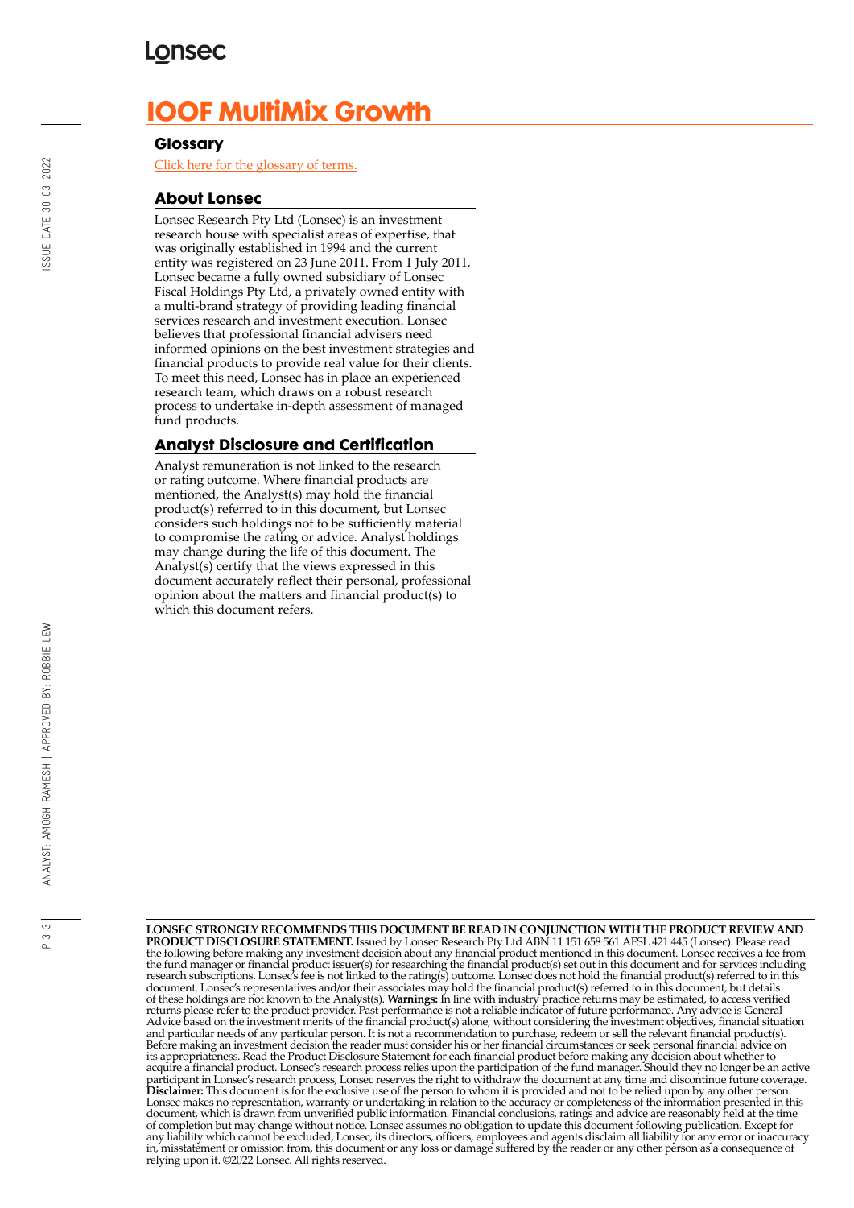# IOOF MultiMix Growth

## Glossary

Click here for the glossary of terms.

## About Lonsec

Lonsec Research Pty Ltd (Lonsec) is an investment research house with specialist areas of expertise, that was originally established in 1994 and the current entity was registered on 23 June 2011. From 1 July 2011, Lonsec became a fully owned subsidiary of Lonsec Fiscal Holdings Pty Ltd, a privately owned entity with a multi-brand strategy of providing leading financial services research and investment execution. Lonsec believes that professional financial advisers need informed opinions on the best investment strategies and financial products to provide real value for their clients. To meet this need, Lonsec has in place an experienced research team, which draws on a robust research process to undertake in-depth assessment of managed fund products.

## Analyst Disclosure and Certification

Analyst remuneration is not linked to the research or rating outcome. Where financial products are mentioned, the Analyst(s) may hold the financial product(s) referred to in this document, but Lonsec considers such holdings not to be sufficiently material to compromise the rating or advice. Analyst holdings may change during the life of this document. The Analyst(s) certify that the views expressed in this document accurately reflect their personal, professional opinion about the matters and financial product(s) to which this document refers.

**LONSEC STRONGLY RECOMMENDS THIS DOCUMENT BE READ IN CONJUNCTION WITH THE PRODUCT REVIEW AND PRODUCT DISCLOSURE STATEMENT.** Issued by Lonsec Research Pty Ltd ABN 11 151 658 561 AFSL 421 445 (Lonsec). Please read the following before making any investment decision about any financial product mentioned in this document. Lonsec receives a fee from the fund manager or financial product issuer(s) for researching the financial product(s) set out in this document and for services including research subscriptions. Lonsec's fee is not linked to the rating(s) outcome. Lonsec does not hold the financial product(s) referred to in this document. Lonsec's representatives and/or their associates may hold the financial product(s) referred to in this document, but details of these holdings are not known to the Analyst(s). **Warnings:** In line with industry practice returns may be estimated, to access verified returns please refer to the product provider. Past performance is not a reliable indicator of future performance. Any advice is General Advice based on the investment merits of the financial product(s) alone, without considering the investment objectives, financial situation and particular needs of any particular person. It is not a recommendation to purchase, redeem or sell the relevant financial product(s). Before making an investment decision the reader must consider his or her financial circumstances or seek personal financial advice on its appropriateness. Read the Product Disclosure Statement for each financial product before making any decision about whether to acquire a financial product. Lonsec's research process relies upon the participation of the fund manager. Should they no longer be an active participant in Lonsec's research process, Lonsec reserves the right to withdraw the document at any time and discontinue future coverage. **Disclaimer:** This document is for the exclusive use of the person to whom it is provided and not to be relied upon by any other person. Lonsec makes no representation, warranty or undertaking in relation to the accuracy or completeness of the information presented in this document, which is drawn from unverified public information. Financial conclusions, ratings and advice are reasonably held at the time of completion but may change without notice. Lonsec assumes no obligation to update this document following publication. Except for any liability which cannot be excluded, Lonsec, its directors, officers, employees and agents disclaim all liability for any error or inaccuracy in, misstatement or omission from, this document or any loss or damage suffered by the reader or any other person as a consequence of relying upon it. ©2022 Lonsec. All rights reserved.